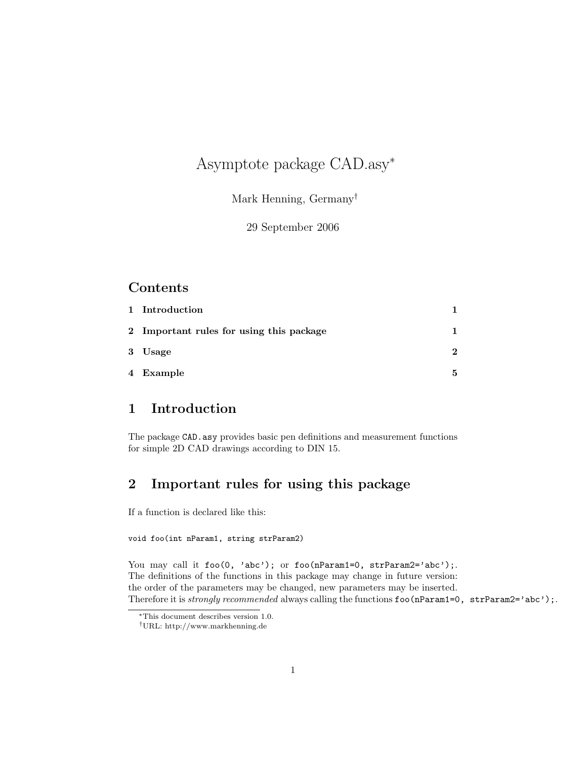# Asymptote package CAD.asy[*]

Mark Henning, Germany[†]

29 September 2006

## Contents

| | | |
|---|---|---|
| 1 | Introduction | 1 |
| 2 | Important rules for using this package | 1 |
| 3 | Usage | 2 |
| 4 | Example | 5 |

## 1 Introduction

The package `CAD.asy` provides basic pen definitions and measurement functions for simple 2D CAD drawings according to DIN 15.

## 2 Important rules for using this package

If a function is declared like this:

```
void foo(int nParam1, string strParam2)
```

You may call it `foo(0, 'abc');` or `foo(nParam1=0, strParam2='abc');`.
The definitions of the functions in this package may change in future version: the order of the parameters may be changed, new parameters may be inserted.
Therefore it is *strongly recommended* always calling the functions `foo(nParam1=0, strParam2='abc');`.

[*]This document describes version 1.0.

[†]URL: http://www.markhenning.de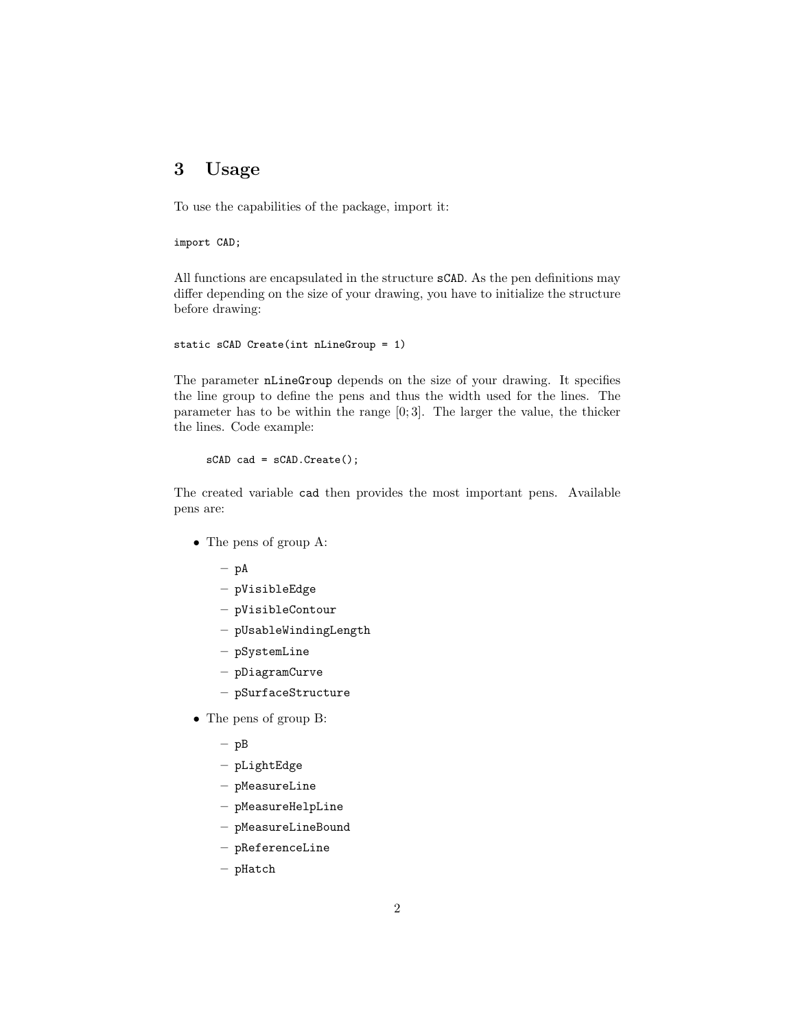# 3 Usage

To use the capabilities of the package, import it:

```
import CAD;
```

All functions are encapsulated in the structure `sCAD`. As the pen definitions may differ depending on the size of your drawing, you have to initialize the structure before drawing:

```
static sCAD Create(int nLineGroup = 1)
```

The parameter `nLineGroup` depends on the size of your drawing. It specifies the line group to define the pens and thus the width used for the lines. The parameter has to be within the range $[0; 3]$. The larger the value, the thicker the lines. Code example:

```
sCAD cad = sCAD.Create();
```

The created variable `cad` then provides the most important pens. Available pens are:

- The pens of group A:
  - `pA`
  - `pVisibleEdge`
  - `pVisibleContour`
  - `pUsableWindingLength`
  - `pSystemLine`
  - `pDiagramCurve`
  - `pSurfaceStructure`
- The pens of group B:
  - `pB`
  - `pLightEdge`
  - `pMeasureLine`
  - `pMeasureHelpLine`
  - `pMeasureLineBound`
  - `pReferenceLine`
  - `pHatch`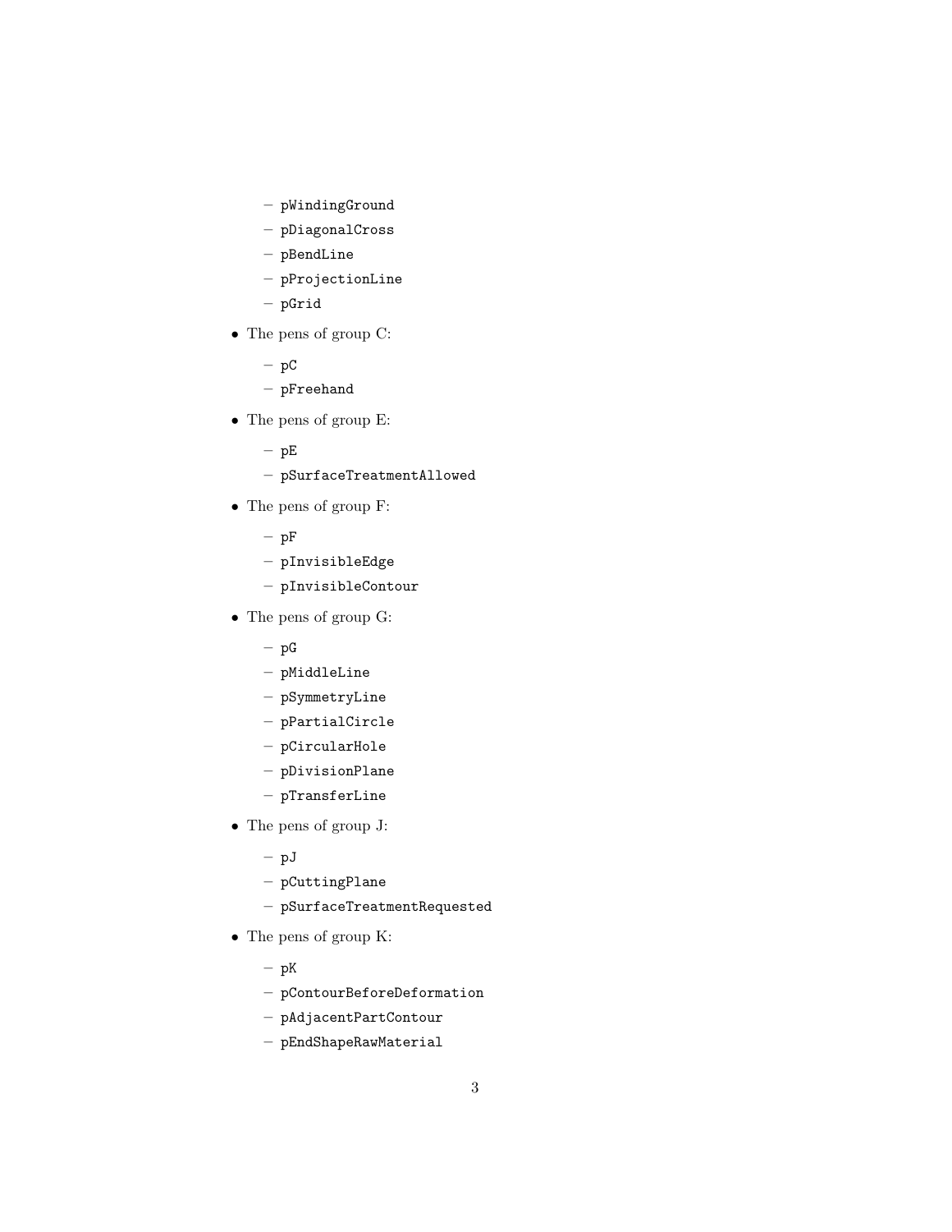- `pWindingGround`
  - `pDiagonalCross`
  - `pBendLine`
  - `pProjectionLine`
  - `pGrid`
- The pens of group C:
  - `pC`
  - `pFreehand`
- The pens of group E:
  - `pE`
  - `pSurfaceTreatmentAllowed`
- The pens of group F:
  - `pF`
  - `pInvisibleEdge`
  - `pInvisibleContour`
- The pens of group G:
  - `pG`
  - `pMiddleLine`
  - `pSymmetryLine`
  - `pPartialCircle`
  - `pCircularHole`
  - `pDivisionPlane`
  - `pTransferLine`
- The pens of group J:
  - `pJ`
  - `pCuttingPlane`
  - `pSurfaceTreatmentRequested`
- The pens of group K:
  - `pK`
  - `pContourBeforeDeformation`
  - `pAdjacentPartContour`
  - `pEndShapeRawMaterial`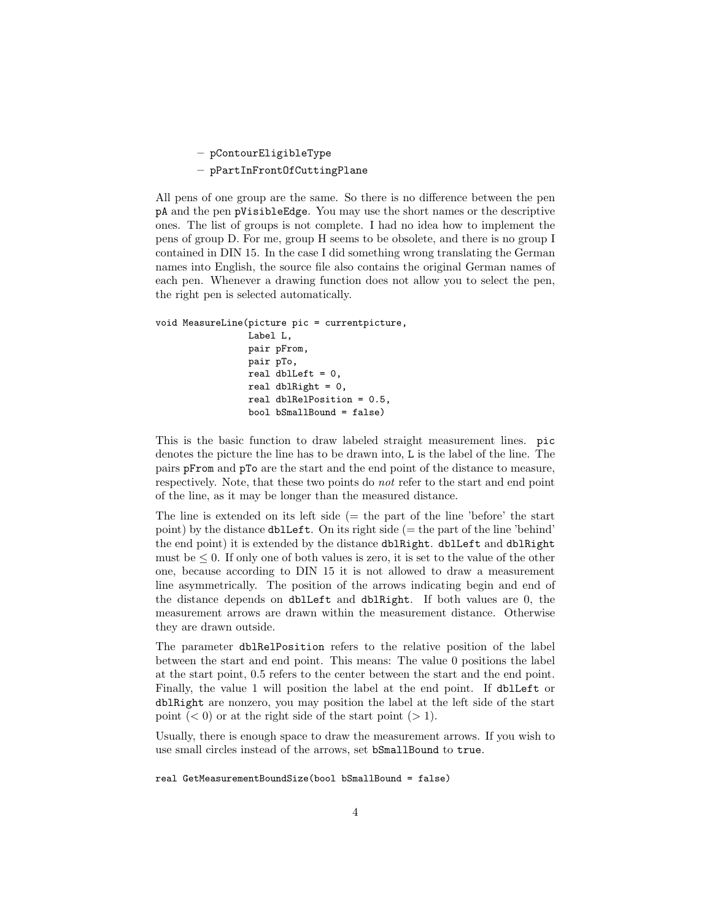- `pContourEligibleType`
- `pPartInFrontOfCuttingPlane`

All pens of one group are the same. So there is no difference between the pen `pA` and the pen `pVisibleEdge`. You may use the short names or the descriptive ones. The list of groups is not complete. I had no idea how to implement the pens of group D. For me, group H seems to be obsolete, and there is no group I contained in DIN 15. In the case I did something wrong translating the German names into English, the source file also contains the original German names of each pen. Whenever a drawing function does not allow you to select the pen, the right pen is selected automatically.

```
void MeasureLine(picture pic = currentpicture,
                 Label L,
                 pair pFrom,
                 pair pTo,
                 real dblLeft = 0,
                 real dblRight = 0,
                 real dblRelPosition = 0.5,
                 bool bSmallBound = false)
```

This is the basic function to draw labeled straight measurement lines. `pic` denotes the picture the line has to be drawn into, `L` is the label of the line. The pairs `pFrom` and `pTo` are the start and the end point of the distance to measure, respectively. Note, that these two points do *not* refer to the start and end point of the line, as it may be longer than the measured distance.

The line is extended on its left side (= the part of the line 'before' the start point) by the distance `dblLeft`. On its right side (= the part of the line 'behind' the end point) it is extended by the distance `dblRight`. `dblLeft` and `dblRight` must be $\leq 0$. If only one of both values is zero, it is set to the value of the other one, because according to DIN 15 it is not allowed to draw a measurement line asymmetrically. The position of the arrows indicating begin and end of the distance depends on `dblLeft` and `dblRight`. If both values are 0, the measurement arrows are drawn within the measurement distance. Otherwise they are drawn outside.

The parameter `dblRelPosition` refers to the relative position of the label between the start and end point. This means: The value 0 positions the label at the start point, 0.5 refers to the center between the start and the end point. Finally, the value 1 will position the label at the end point. If `dblLeft` or `dblRight` are nonzero, you may position the label at the left side of the start point ($< 0$) or at the right side of the start point ($> 1$).

Usually, there is enough space to draw the measurement arrows. If you wish to use small circles instead of the arrows, set `bSmallBound` to `true`.

```
real GetMeasurementBoundSize(bool bSmallBound = false)
```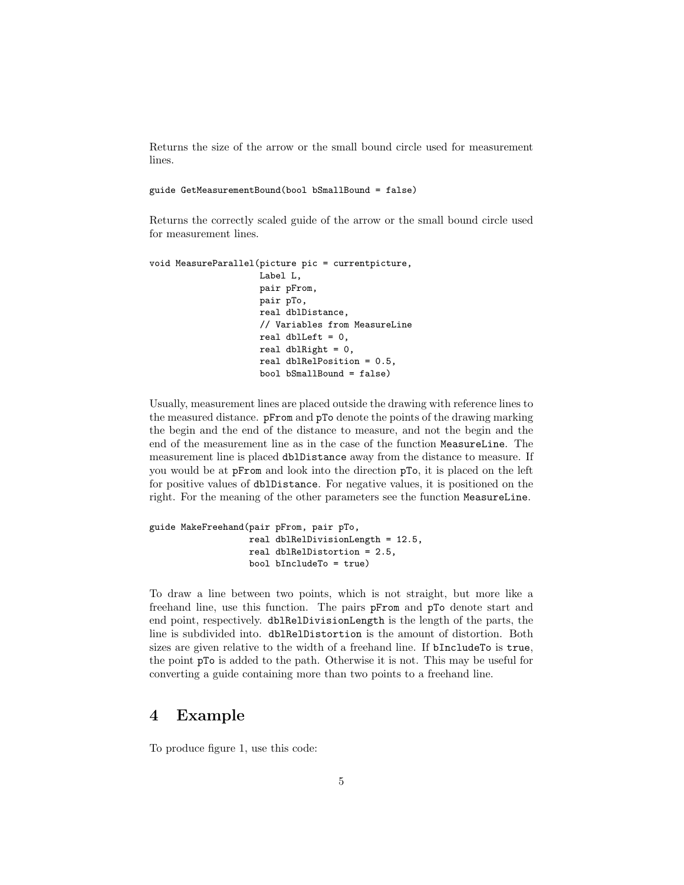Returns the size of the arrow or the small bound circle used for measurement lines.

```
guide GetMeasurementBound(bool bSmallBound = false)
```

Returns the correctly scaled guide of the arrow or the small bound circle used for measurement lines.

```
void MeasureParallel(picture pic = currentpicture,
                     Label L,
                     pair pFrom,
                     pair pTo,
                     real dblDistance,
                     // Variables from MeasureLine
                     real dblLeft = 0,
                     real dblRight = 0,
                     real dblRelPosition = 0.5,
                     bool bSmallBound = false)
```

Usually, measurement lines are placed outside the drawing with reference lines to the measured distance. `pFrom` and `pTo` denote the points of the drawing marking the begin and the end of the distance to measure, and not the begin and the end of the measurement line as in the case of the function `MeasureLine`. The measurement line is placed `dblDistance` away from the distance to measure. If you would be at `pFrom` and look into the direction `pTo`, it is placed on the left for positive values of `dblDistance`. For negative values, it is positioned on the right. For the meaning of the other parameters see the function `MeasureLine`.

```
guide MakeFreehand(pair pFrom, pair pTo,
                   real dblRelDivisionLength = 12.5,
                   real dblRelDistortion = 2.5,
                   bool bIncludeTo = true)
```

To draw a line between two points, which is not straight, but more like a freehand line, use this function. The pairs `pFrom` and `pTo` denote start and end point, respectively. `dblRelDivisionLength` is the length of the parts, the line is subdivided into. `dblRelDistortion` is the amount of distortion. Both sizes are given relative to the width of a freehand line. If `bIncludeTo` is `true`, the point `pTo` is added to the path. Otherwise it is not. This may be useful for converting a guide containing more than two points to a freehand line.

## 4 Example

To produce figure 1, use this code: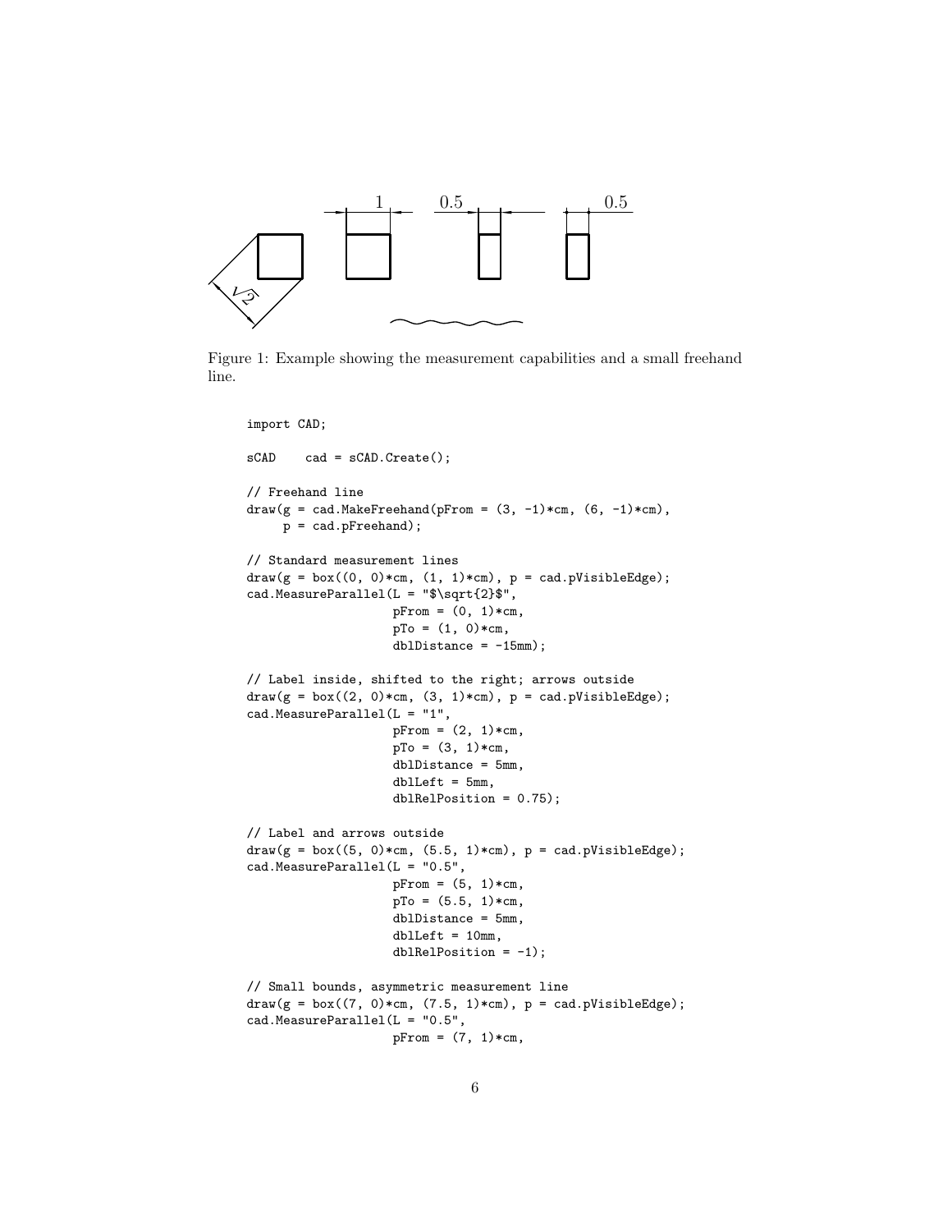Figure 1: Example showing the measurement capabilities and a small freehand line.

```
import CAD;

sCAD    cad = sCAD.Create();

// Freehand line
draw(g = cad.MakeFreehand(pFrom = (3, -1)*cm, (6, -1)*cm),
     p = cad.pFreehand);

// Standard measurement lines
draw(g = box((0, 0)*cm, (1, 1)*cm), p = cad.pVisibleEdge);
cad.MeasureParallel(L = "$\sqrt{2}$",
                    pFrom = (0, 1)*cm,
                    pTo = (1, 0)*cm,
                    dblDistance = -15mm);

// Label inside, shifted to the right; arrows outside
draw(g = box((2, 0)*cm, (3, 1)*cm), p = cad.pVisibleEdge);
cad.MeasureParallel(L = "1",
                    pFrom = (2, 1)*cm,
                    pTo = (3, 1)*cm,
                    dblDistance = 5mm,
                    dblLeft = 5mm,
                    dblRelPosition = 0.75);

// Label and arrows outside
draw(g = box((5, 0)*cm, (5.5, 1)*cm), p = cad.pVisibleEdge);
cad.MeasureParallel(L = "0.5",
                    pFrom = (5, 1)*cm,
                    pTo = (5.5, 1)*cm,
                    dblDistance = 5mm,
                    dblLeft = 10mm,
                    dblRelPosition = -1);

// Small bounds, asymmetric measurement line
draw(g = box((7, 0)*cm, (7.5, 1)*cm), p = cad.pVisibleEdge);
cad.MeasureParallel(L = "0.5",
                    pFrom = (7, 1)*cm,
```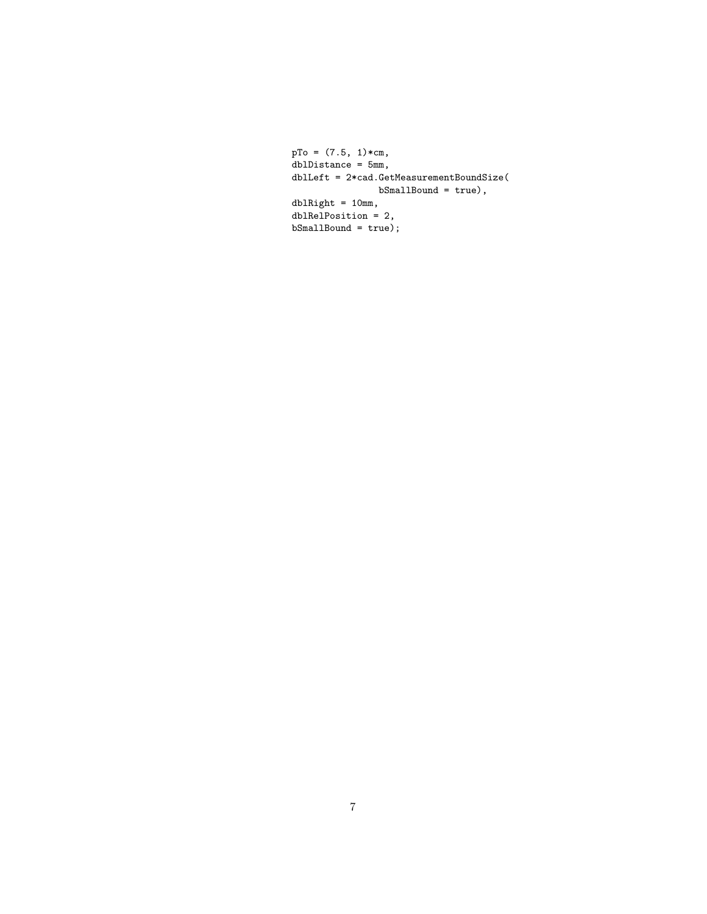```
pTo = (7.5, 1)*cm,
dblDistance = 5mm,
dblLeft = 2*cad.GetMeasurementBoundSize(
                bSmallBound = true),
dblRight = 10mm,
dblRelPosition = 2,
bSmallBound = true);
```